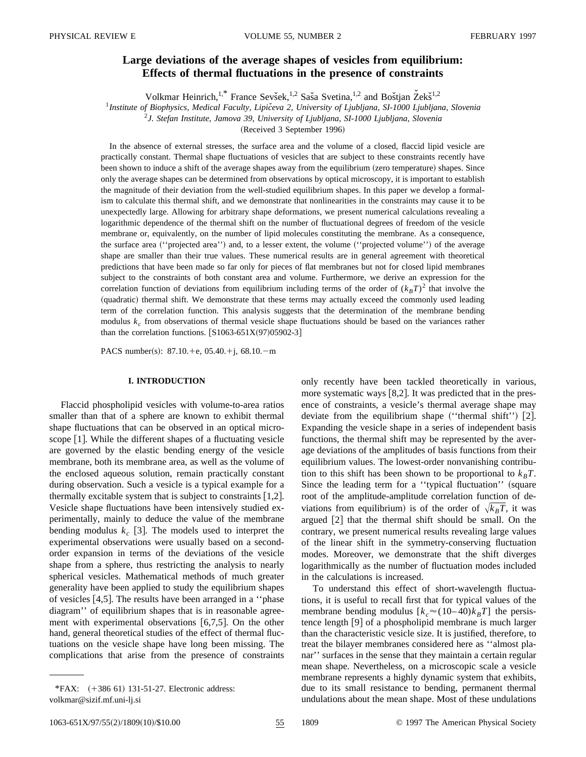# Large deviations of the average shapes of vesicles from equilibrium: Effects of thermal fluctuations in the presence of constraints

Volkmar Heinrich,[1,*] France Sevšek,[1,2] Saša Svetina,[1,2] and Boštjan Žekš[1,2]

[1]*Institute of Biophysics, Medical Faculty, Lipičeva 2, University of Ljubljana, SI-1000 Ljubljana, Slovenia*

[2]*J. Stefan Institute, Jamova 39, University of Ljubljana, SI-1000 Ljubljana, Slovenia*

(Received 3 September 1996)

In the absence of external stresses, the surface area and the volume of a closed, flaccid lipid vesicle are practically constant. Thermal shape fluctuations of vesicles that are subject to these constraints recently have been shown to induce a shift of the average shapes away from the equilibrium (zero temperature) shapes. Since only the average shapes can be determined from observations by optical microscopy, it is important to establish the magnitude of their deviation from the well-studied equilibrium shapes. In this paper we develop a formalism to calculate this thermal shift, and we demonstrate that nonlinearities in the constraints may cause it to be unexpectedly large. Allowing for arbitrary shape deformations, we present numerical calculations revealing a logarithmic dependence of the thermal shift on the number of fluctuational degrees of freedom of the vesicle membrane or, equivalently, on the number of lipid molecules constituting the membrane. As a consequence, the surface area (''projected area'') and, to a lesser extent, the volume (''projected volume'') of the average shape are smaller than their true values. These numerical results are in general agreement with theoretical predictions that have been made so far only for pieces of flat membranes but not for closed lipid membranes subject to the constraints of both constant area and volume. Furthermore, we derive an expression for the correlation function of deviations from equilibrium including terms of the order of $(k_BT)^2$ that involve the (quadratic) thermal shift. We demonstrate that these terms may actually exceed the commonly used leading term of the correlation function. This analysis suggests that the determination of the membrane bending modulus $k_c$ from observations of thermal vesicle shape fluctuations should be based on the variances rather than the correlation functions. [S1063-651X(97)05902-3]

PACS number(s): 87.10.+e, 05.40.+j, 68.10.−m

## I. INTRODUCTION

Flaccid phospholipid vesicles with volume-to-area ratios smaller than that of a sphere are known to exhibit thermal shape fluctuations that can be observed in an optical microscope [1]. While the different shapes of a fluctuating vesicle are governed by the elastic bending energy of the vesicle membrane, both its membrane area, as well as the volume of the enclosed aqueous solution, remain practically constant during observation. Such a vesicle is a typical example for a thermally excitable system that is subject to constraints [1,2]. Vesicle shape fluctuations have been intensively studied experimentally, mainly to deduce the value of the membrane bending modulus $k_c$ [3]. The models used to interpret the experimental observations were usually based on a second-order expansion in terms of the deviations of the vesicle shape from a sphere, thus restricting the analysis to nearly spherical vesicles. Mathematical methods of much greater generality have been applied to study the equilibrium shapes of vesicles [4,5]. The results have been arranged in a ''phase diagram'' of equilibrium shapes that is in reasonable agreement with experimental observations [6,7,5]. On the other hand, general theoretical studies of the effect of thermal fluctuations on the vesicle shape have long been missing. The complications that arise from the presence of constraints only recently have been tackled theoretically in various, more systematic ways [8,2]. It was predicted that in the presence of constraints, a vesicle's thermal average shape may deviate from the equilibrium shape (''thermal shift'') [2]. Expanding the vesicle shape in a series of independent basis functions, the thermal shift may be represented by the average deviations of the amplitudes of basis functions from their equilibrium values. The lowest-order nonvanishing contribution to this shift has been shown to be proportional to $k_BT$. Since the leading term for a ''typical fluctuation'' (square root of the amplitude-amplitude correlation function of deviations from equilibrium) is of the order of $\sqrt{k_BT}$, it was argued [2] that the thermal shift should be small. On the contrary, we present numerical results revealing large values of the linear shift in the symmetry-conserving fluctuation modes. Moreover, we demonstrate that the shift diverges logarithmically as the number of fluctuation modes included in the calculations is increased.

To understand this effect of short-wavelength fluctuations, it is useful to recall first that for typical values of the membrane bending modulus [$k_c \approx (10–40)k_BT$] the persistence length [9] of a phospholipid membrane is much larger than the characteristic vesicle size. It is justified, therefore, to treat the bilayer membranes considered here as ''almost planar'' surfaces in the sense that they maintain a certain regular mean shape. Nevertheless, on a microscopic scale a vesicle membrane represents a highly dynamic system that exhibits, due to its small resistance to bending, permanent thermal undulations about the mean shape. Most of these undulations

*FAX: (+386 61) 131-51-27. Electronic address: volkmar@sizif.mf.uni-lj.si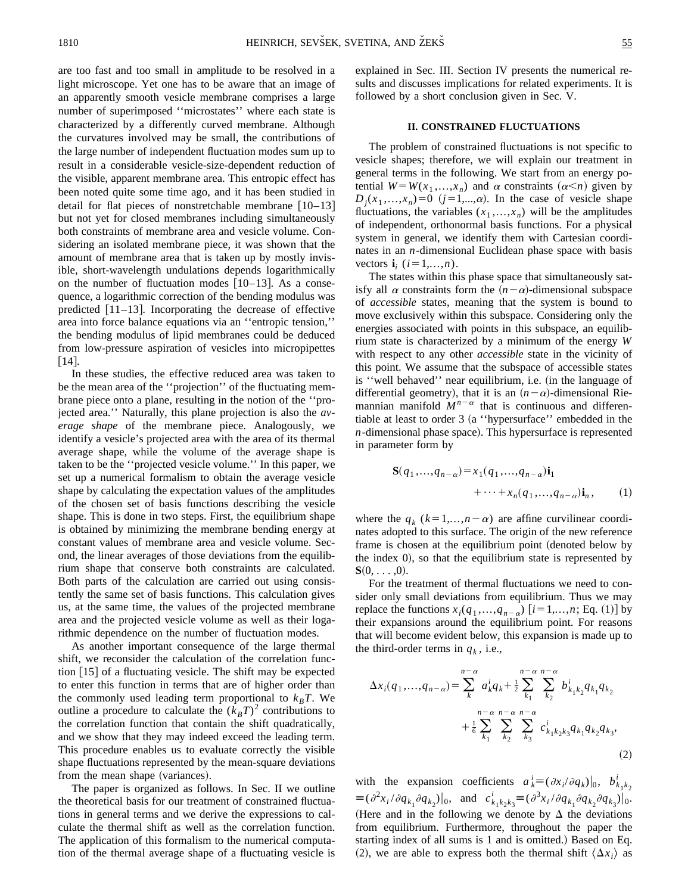are too fast and too small in amplitude to be resolved in a light microscope. Yet one has to be aware that an image of an apparently smooth vesicle membrane comprises a large number of superimposed ''microstates'' where each state is characterized by a differently curved membrane. Although the curvatures involved may be small, the contributions of the large number of independent fluctuation modes sum up to result in a considerable vesicle-size-dependent reduction of the visible, apparent membrane area. This entropic effect has been noted quite some time ago, and it has been studied in detail for flat pieces of nonstretchable membrane [10–13] but not yet for closed membranes including simultaneously both constraints of membrane area and vesicle volume. Considering an isolated membrane piece, it was shown that the amount of membrane area that is taken up by mostly invisible, short-wavelength undulations depends logarithmically on the number of fluctuation modes [10–13]. As a consequence, a logarithmic correction of the bending modulus was predicted [11–13]. Incorporating the decrease of effective area into force balance equations via an ''entropic tension,'' the bending modulus of lipid membranes could be deduced from low-pressure aspiration of vesicles into micropipettes [14].

In these studies, the effective reduced area was taken to be the mean area of the ''projection'' of the fluctuating membrane piece onto a plane, resulting in the notion of the ''projected area.'' Naturally, this plane projection is also the *average shape* of the membrane piece. Analogously, we identify a vesicle's projected area with the area of its thermal average shape, while the volume of the average shape is taken to be the ''projected vesicle volume.'' In this paper, we set up a numerical formalism to obtain the average vesicle shape by calculating the expectation values of the amplitudes of the chosen set of basis functions describing the vesicle shape. This is done in two steps. First, the equilibrium shape is obtained by minimizing the membrane bending energy at constant values of membrane area and vesicle volume. Second, the linear averages of those deviations from the equilibrium shape that conserve both constraints are calculated. Both parts of the calculation are carried out using consistently the same set of basis functions. This calculation gives us, at the same time, the values of the projected membrane area and the projected vesicle volume as well as their logarithmic dependence on the number of fluctuation modes.

As another important consequence of the large thermal shift, we reconsider the calculation of the correlation function [15] of a fluctuating vesicle. The shift may be expected to enter this function in terms that are of higher order than the commonly used leading term proportional to $k_BT$. We outline a procedure to calculate the $(k_BT)^2$ contributions to the correlation function that contain the shift quadratically, and we show that they may indeed exceed the leading term. This procedure enables us to evaluate correctly the visible shape fluctuations represented by the mean-square deviations from the mean shape (variances).

The paper is organized as follows. In Sec. II we outline the theoretical basis for our treatment of constrained fluctuations in general terms and we derive the expressions to calculate the thermal shift as well as the correlation function. The application of this formalism to the numerical computation of the thermal average shape of a fluctuating vesicle is explained in Sec. III. Section IV presents the numerical results and discusses implications for related experiments. It is followed by a short conclusion given in Sec. V.

## II. CONSTRAINED FLUCTUATIONS

The problem of constrained fluctuations is not specific to vesicle shapes; therefore, we will explain our treatment in general terms in the following. We start from an energy potential $W=W(x_1,\ldots,x_n)$ and $\alpha$ constraints ($\alpha<n$) given by $D_j(x_1,\ldots,x_n)=0$ ($j=1,\ldots,\alpha$). In the case of vesicle shape fluctuations, the variables $(x_1,\ldots,x_n)$ will be the amplitudes of independent, orthonormal basis functions. For a physical system in general, we identify them with Cartesian coordinates in an $n$-dimensional Euclidean phase space with basis vectors $\mathbf{i}_i$ ($i=1,\ldots,n$).

The states within this phase space that simultaneously satisfy all $\alpha$ constraints form the $(n-\alpha)$-dimensional subspace of *accessible* states, meaning that the system is bound to move exclusively within this subspace. Considering only the energies associated with points in this subspace, an equilibrium state is characterized by a minimum of the energy $W$ with respect to any other *accessible* state in the vicinity of this point. We assume that the subspace of accessible states is ''well behaved'' near equilibrium, i.e. (in the language of differential geometry), that it is an $(n-\alpha)$-dimensional Riemannian manifold $M^{n-\alpha}$ that is continuous and differentiable at least to order 3 (a ''hypersurface'' embedded in the $n$-dimensional phase space). This hypersurface is represented in parameter form by

$$\mathbf{S}(q_1,\ldots,q_{n-\alpha})=x_1(q_1,\ldots,q_{n-\alpha})\mathbf{i}_1+\cdots+x_n(q_1,\ldots,q_{n-\alpha})\mathbf{i}_n, \tag{1}$$

where the $q_k$ ($k=1,\ldots,n-\alpha$) are affine curvilinear coordinates adopted to this surface. The origin of the new reference frame is chosen at the equilibrium point (denoted below by the index 0), so that the equilibrium state is represented by $\mathbf{S}(0,\ldots,0)$.

For the treatment of thermal fluctuations we need to consider only small deviations from equilibrium. Thus we may replace the functions $x_i(q_1,\ldots,q_{n-\alpha})$ [$i=1,\ldots,n$; Eq. (1)] by their expansions around the equilibrium point. For reasons that will become evident below, this expansion is made up to the third-order terms in $q_k$, i.e.,

$$\Delta x_i(q_1,\ldots,q_{n-\alpha})=\sum_{k}^{n-\alpha} a_k^i q_k+\frac{1}{2}\sum_{k_1}^{n-\alpha}\sum_{k_2}^{n-\alpha} b^i_{k_1k_2}q_{k_1}q_{k_2}+\frac{1}{6}\sum_{k_1}^{n-\alpha}\sum_{k_2}^{n-\alpha}\sum_{k_3}^{n-\alpha} c^i_{k_1k_2k_3}q_{k_1}q_{k_2}q_{k_3}, \tag{2}$$

with the expansion coefficients $a_k^i\equiv(\partial x_i/\partial q_k)|_0$, $b^i_{k_1k_2}\equiv(\partial^2 x_i/\partial q_{k_1}\partial q_{k_2})|_0$, and $c^i_{k_1k_2k_3}\equiv(\partial^3 x_i/\partial q_{k_1}\partial q_{k_2}\partial q_{k_3})|_0$. (Here and in the following we denote by $\Delta$ the deviations from equilibrium. Furthermore, throughout the paper the starting index of all sums is 1 and is omitted.) Based on Eq. (2), we are able to express both the thermal shift $\langle\Delta x_i\rangle$ as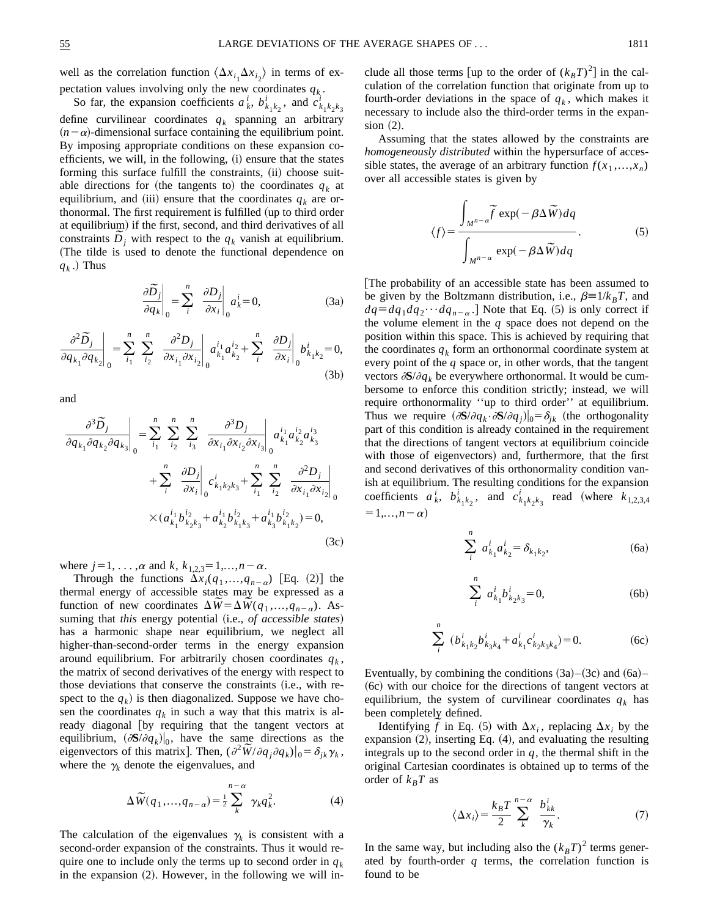well as the correlation function $\langle \Delta x_{i_1} \Delta x_{i_2} \rangle$ in terms of expectation values involving only the new coordinates $q_k$.

So far, the expansion coefficients $a^i_k$, $b^i_{k_1k_2}$, and $c^i_{k_1k_2k_3}$ define curvilinear coordinates $q_k$ spanning an arbitrary $(n-\alpha)$-dimensional surface containing the equilibrium point. By imposing appropriate conditions on these expansion coefficients, we will, in the following, (i) ensure that the states forming this surface fulfill the constraints, (ii) choose suitable directions for (the tangents to) the coordinates $q_k$ at equilibrium, and (iii) ensure that the coordinates $q_k$ are orthonormal. The first requirement is fulfilled (up to third order at equilibrium) if the first, second, and third derivatives of all constraints $\tilde{D}_j$ with respect to the $q_k$ vanish at equilibrium. (The tilde is used to denote the functional dependence on $q_k$.) Thus

$$\left.\frac{\partial \tilde{D}_j}{\partial q_k}\right|_0 = \sum_i^n \left.\frac{\partial D_j}{\partial x_i}\right|_0 a^i_k = 0, \tag{3a}$$

$$\left.\frac{\partial^2 \tilde{D}_j}{\partial q_{k_1} \partial q_{k_2}}\right|_0 = \sum_{i_1}^n \sum_{i_2}^n \left.\frac{\partial^2 D_j}{\partial x_{i_1} \partial x_{i_2}}\right|_0 a^{i_1}_{k_1} a^{i_2}_{k_2} + \sum_i^n \left.\frac{\partial D_j}{\partial x_i}\right|_0 b^i_{k_1k_2} = 0, \tag{3b}$$

and

$$\begin{aligned}\left.\frac{\partial^3 \tilde{D}_j}{\partial q_{k_1} \partial q_{k_2} \partial q_{k_3}}\right|_0 =& \sum_{i_1}^n \sum_{i_2}^n \sum_{i_3}^n \left.\frac{\partial^3 D_j}{\partial x_{i_1} \partial x_{i_2} \partial x_{i_3}}\right|_0 a^{i_1}_{k_1} a^{i_2}_{k_2} a^{i_3}_{k_3} \\ &+ \sum_i^n \left.\frac{\partial D_j}{\partial x_i}\right|_0 c^i_{k_1k_2k_3} + \sum_{i_1}^n \sum_{i_2}^n \left.\frac{\partial^2 D_j}{\partial x_{i_1} \partial x_{i_2}}\right|_0 \\ &\times (a^{i_1}_{k_1} b^{i_2}_{k_2k_3} + a^{i_1}_{k_2} b^{i_2}_{k_1k_3} + a^{i_1}_{k_3} b^{i_2}_{k_1k_2}) = 0,\end{aligned} \tag{3c}$$

where $j = 1, \ldots, \alpha$ and $k, k_{1,2,3} = 1, \ldots, n-\alpha$.

Through the functions $\Delta x_i(q_1, \ldots, q_{n-\alpha})$ [Eq. (2)] the thermal energy of accessible states may be expressed as a function of new coordinates $\Delta \tilde{W} = \Delta \tilde{W}(q_1, \ldots, q_{n-\alpha})$. Assuming that *this* energy potential (i.e., *of accessible states*) has a harmonic shape near equilibrium, we neglect all higher-than-second-order terms in the energy expansion around equilibrium. For arbitrarily chosen coordinates $q_k$, the matrix of second derivatives of the energy with respect to those deviations that conserve the constraints (i.e., with respect to the $q_k$) is then diagonalized. Suppose we have chosen the coordinates $q_k$ in such a way that this matrix is already diagonal [by requiring that tangent vectors at equilibrium, $(\partial \mathbf{S}/\partial q_k)|_0$, have the same directions as the eigenvectors of this matrix]. Then, $(\partial^2 \tilde{W}/\partial q_j \partial q_k)|_0 = \delta_{jk} \gamma_k$, where the $\gamma_k$ denote the eigenvalues, and

$$\Delta \tilde{W}(q_1, \ldots, q_{n-\alpha}) = \tfrac{1}{2} \sum_k^{n-\alpha} \gamma_k q_k^2. \tag{4}$$

The calculation of the eigenvalues $\gamma_k$ is consistent with a second-order expansion of the constraints. Thus it would require one to include only the terms up to second order in $q_k$ in the expansion (2). However, in the following we will include all those terms [up to the order of $(k_BT)^2$] in the calculation of the correlation function that originate from up to fourth-order deviations in the space of $q_k$, which makes it necessary to include also the third-order terms in the expansion (2).

Assuming that the states allowed by the constraints are *homogeneously distributed* within the hypersurface of accessible states, the average of an arbitrary function $f(x_1, \ldots, x_n)$ over all accessible states is given by

$$\langle f \rangle = \frac{\int_{M^{n-\alpha}} \tilde{f} \exp(-\beta \Delta \tilde{W}) dq}{\int_{M^{n-\alpha}} \exp(-\beta \Delta \tilde{W}) dq}. \tag{5}$$

[The probability of an accessible state has been assumed to be given by the Boltzmann distribution, i.e., $\beta \equiv 1/k_BT$, and $dq \equiv dq_1 dq_2 \cdots dq_{n-\alpha}$.] Note that Eq. (5) is only correct if the volume element in the $q$ space does not depend on the position within this space. This is achieved by requiring that the coordinates $q_k$ form an orthonormal coordinate system at every point of the $q$ space or, in other words, that the tangent vectors $\partial \mathbf{S}/\partial q_k$ be everywhere orthonormal. It would be cumbersome to enforce this condition strictly; instead, we will require orthonormality "up to third order" at equilibrium. Thus we require $(\partial \mathbf{S}/\partial q_k \cdot \partial \mathbf{S}/\partial q_j)|_0 = \delta_{jk}$ (the orthogonality part of this condition is already contained in the requirement that the directions of tangent vectors at equilibrium coincide with those of eigenvectors) and, furthermore, that the first and second derivatives of this orthonormality condition vanish at equilibrium. The resulting conditions for the expansion coefficients $a^i_k$, $b^i_{k_1k_2}$, and $c^i_{k_1k_2k_3}$ read (where $k_{1,2,3,4} = 1, \ldots, n-\alpha$)

$$\sum_i^n a^i_{k_1} a^i_{k_2} = \delta_{k_1k_2}, \tag{6a}$$

$$\sum_i^n a^i_{k_1} b^i_{k_2k_3} = 0, \tag{6b}$$

$$\sum_i^n (b^i_{k_1k_2} b^i_{k_3k_4} + a^i_{k_1} c^i_{k_2k_3k_4}) = 0. \tag{6c}$$

Eventually, by combining the conditions (3a)–(3c) and (6a)–(6c) with our choice for the directions of tangent vectors at equilibrium, the system of curvilinear coordinates $q_k$ has been completely defined.

Identifying $f$ in Eq. (5) with $\Delta x_i$, replacing $\Delta x_i$ by the expansion (2), inserting Eq. (4), and evaluating the resulting integrals up to the second order in $q$, the thermal shift in the original Cartesian coordinates is obtained up to terms of the order of $k_BT$ as

$$\langle \Delta x_i \rangle = \frac{k_BT}{2} \sum_k^{n-\alpha} \frac{b^i_{kk}}{\gamma_k}. \tag{7}$$

In the same way, but including also the $(k_BT)^2$ terms generated by fourth-order $q$ terms, the correlation function is found to be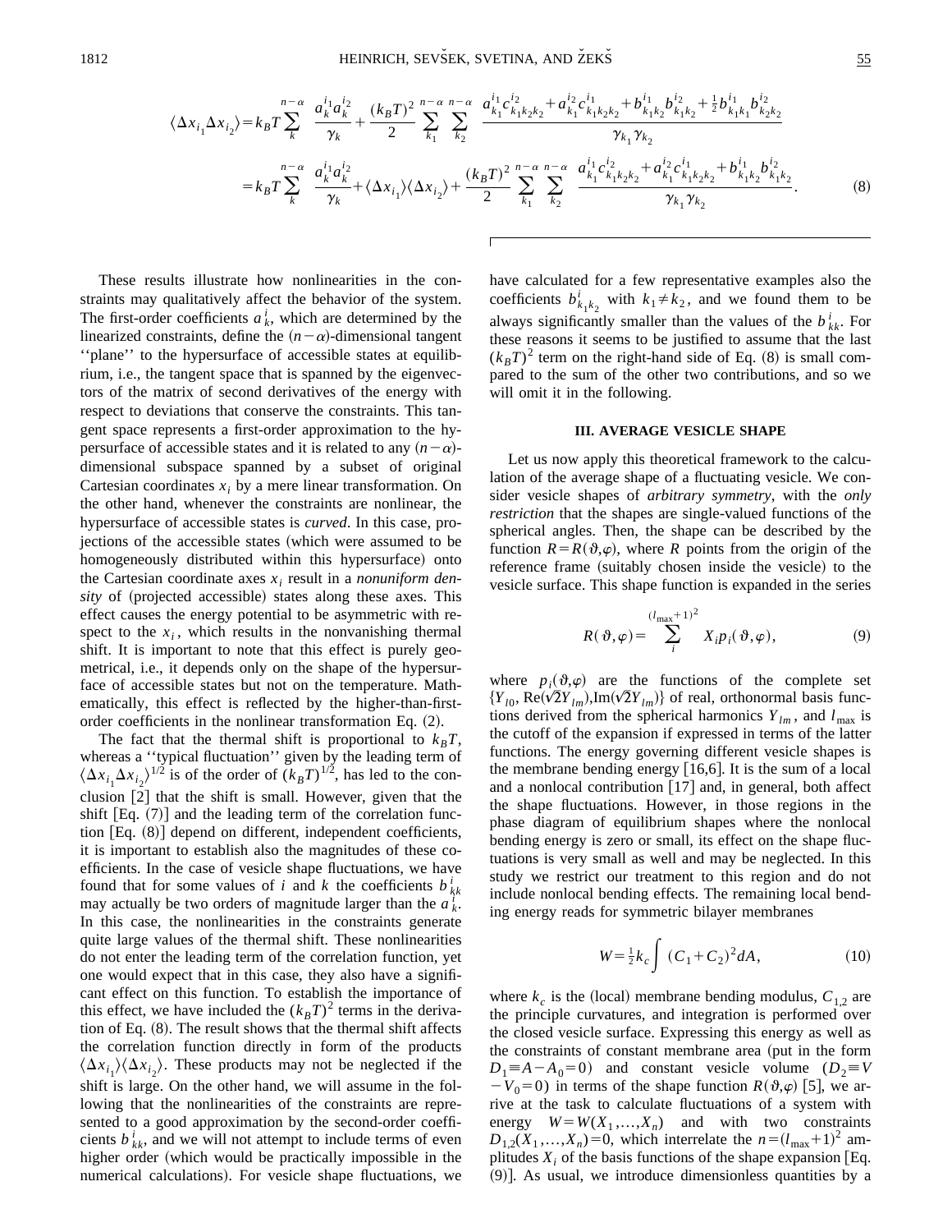$$
\begin{aligned}
\langle \Delta x_{i_1} \Delta x_{i_2} \rangle &= k_B T \sum_k^{n-\alpha} \frac{a_k^{i_1} a_k^{i_2}}{\gamma_k} + \frac{(k_B T)^2}{2} \sum_{k_1}^{n-\alpha} \sum_{k_2}^{n-\alpha} \frac{a_{k_1}^{i_1} c_{k_1 k_2 k_2}^{i_2} + a_{k_1}^{i_2} c_{k_1 k_2 k_2}^{i_1} + b_{k_1 k_2}^{i_1} b_{k_1 k_2}^{i_2} + \frac{1}{2} b_{k_1 k_1}^{i_1} b_{k_2 k_2}^{i_2}}{\gamma_{k_1} \gamma_{k_2}} \\
&= k_B T \sum_k^{n-\alpha} \frac{a_k^{i_1} a_k^{i_2}}{\gamma_k} + \langle \Delta x_{i_1} \rangle \langle \Delta x_{i_2} \rangle + \frac{(k_B T)^2}{2} \sum_{k_1}^{n-\alpha} \sum_{k_2}^{n-\alpha} \frac{a_{k_1}^{i_1} c_{k_1 k_2 k_2}^{i_2} + a_{k_1}^{i_2} c_{k_1 k_2 k_2}^{i_1} + b_{k_1 k_2}^{i_1} b_{k_1 k_2}^{i_2}}{\gamma_{k_1} \gamma_{k_2}}. \qquad (8)
\end{aligned}
$$

These results illustrate how nonlinearities in the constraints may qualitatively affect the behavior of the system. The first-order coefficients $a_k^i$, which are determined by the linearized constraints, define the $(n-\alpha)$-dimensional tangent ''plane'' to the hypersurface of accessible states at equilibrium, i.e., the tangent space that is spanned by the eigenvectors of the matrix of second derivatives of the energy with respect to deviations that conserve the constraints. This tangent space represents a first-order approximation to the hypersurface of accessible states and it is related to any $(n-\alpha)$-dimensional subspace spanned by a subset of original Cartesian coordinates $x_i$ by a mere linear transformation. On the other hand, whenever the constraints are nonlinear, the hypersurface of accessible states is *curved*. In this case, projections of the accessible states (which were assumed to be homogeneously distributed within this hypersurface) onto the Cartesian coordinate axes $x_i$ result in a *nonuniform density* of (projected accessible) states along these axes. This effect causes the energy potential to be asymmetric with respect to the $x_i$, which results in the nonvanishing thermal shift. It is important to note that this effect is purely geometrical, i.e., it depends only on the shape of the hypersurface of accessible states but not on the temperature. Mathematically, this effect is reflected by the higher-than-first-order coefficients in the nonlinear transformation Eq. (2).

The fact that the thermal shift is proportional to $k_B T$, whereas a ''typical fluctuation'' given by the leading term of $\langle \Delta x_{i_1} \Delta x_{i_2} \rangle^{1/2}$ is of the order of $(k_B T)^{1/2}$, has led to the conclusion [2] that the shift is small. However, given that the shift [Eq. (7)] and the leading term of the correlation function [Eq. (8)] depend on different, independent coefficients, it is important to establish also the magnitudes of these coefficients. In the case of vesicle shape fluctuations, we have found that for some values of $i$ and $k$ the coefficients $b_{kk}^i$ may actually be two orders of magnitude larger than the $a_k^i$. In this case, the nonlinearities in the constraints generate quite large values of the thermal shift. These nonlinearities do not enter the leading term of the correlation function, yet one would expect that in this case, they also have a significant effect on this function. To establish the importance of this effect, we have included the $(k_B T)^2$ terms in the derivation of Eq. (8). The result shows that the thermal shift affects the correlation function directly in form of the products $\langle \Delta x_{i_1} \rangle \langle \Delta x_{i_2} \rangle$. These products may not be neglected if the shift is large. On the other hand, we will assume in the following that the nonlinearities of the constraints are represented to a good approximation by the second-order coefficients $b_{kk}^i$, and we will not attempt to include terms of even higher order (which would be practically impossible in the numerical calculations). For vesicle shape fluctuations, we have calculated for a few representative examples also the coefficients $b_{k_1 k_2}^i$ with $k_1 \neq k_2$, and we found them to be always significantly smaller than the values of the $b_{kk}^i$. For these reasons it seems to be justified to assume that the last $(k_B T)^2$ term on the right-hand side of Eq. (8) is small compared to the sum of the other two contributions, and so we will omit it in the following.

### III. AVERAGE VESICLE SHAPE

Let us now apply this theoretical framework to the calculation of the average shape of a fluctuating vesicle. We consider vesicle shapes of *arbitrary symmetry*, with the *only restriction* that the shapes are single-valued functions of the spherical angles. Then, the shape can be described by the function $R = R(\vartheta, \varphi)$, where $R$ points from the origin of the reference frame (suitably chosen inside the vesicle) to the vesicle surface. This shape function is expanded in the series

$$
R(\vartheta, \varphi) = \sum_i^{(l_{\max}+1)^2} X_i p_i(\vartheta, \varphi), \qquad (9)
$$

where $p_i(\vartheta, \varphi)$ are the functions of the complete set $\{Y_{l0}, \mathrm{Re}(\sqrt{2} Y_{lm}), \mathrm{Im}(\sqrt{2} Y_{lm})\}$ of real, orthonormal basis functions derived from the spherical harmonics $Y_{lm}$, and $l_{\max}$ is the cutoff of the expansion if expressed in terms of the latter functions. The energy governing different vesicle shapes is the membrane bending energy [16,6]. It is the sum of a local and a nonlocal contribution [17] and, in general, both affect the shape fluctuations. However, in those regions in the phase diagram of equilibrium shapes where the nonlocal bending energy is zero or small, its effect on the shape fluctuations is very small as well and may be neglected. In this study we restrict our treatment to this region and do not include nonlocal bending effects. The remaining local bending energy reads for symmetric bilayer membranes

$$
W = \tfrac{1}{2} k_c \int (C_1 + C_2)^2 dA, \qquad (10)
$$

where $k_c$ is the (local) membrane bending modulus, $C_{1,2}$ are the principle curvatures, and integration is performed over the closed vesicle surface. Expressing this energy as well as the constraints of constant membrane area (put in the form $D_1 \equiv A - A_0 = 0$) and constant vesicle volume ($D_2 \equiv V - V_0 = 0$) in terms of the shape function $R(\vartheta, \varphi)$ [5], we arrive at the task to calculate fluctuations of a system with energy $W = W(X_1, \ldots, X_n)$ and with two constraints $D_{1,2}(X_1, \ldots, X_n) = 0$, which interrelate the $n = (l_{\max}+1)^2$ amplitudes $X_i$ of the basis functions of the shape expansion [Eq. (9)]. As usual, we introduce dimensionless quantities by a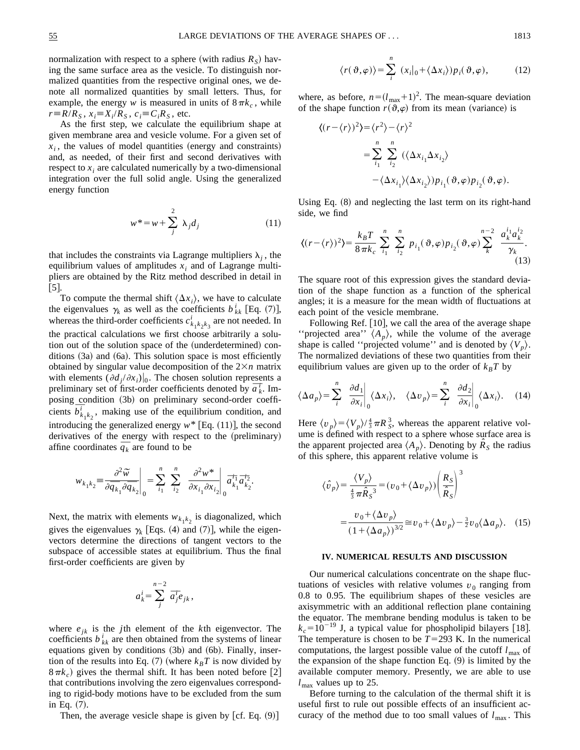normalization with respect to a sphere (with radius $R_S$) having the same surface area as the vesicle. To distinguish normalized quantities from the respective original ones, we denote all normalized quantities by small letters. Thus, for example, the energy $w$ is measured in units of $8\pi k_c$, while $r \equiv R/R_S$, $x_i \equiv X_i/R_S$, $c_i \equiv C_i R_S$, etc.

As the first step, we calculate the equilibrium shape at given membrane area and vesicle volume. For a given set of $x_i$, the values of model quantities (energy and constraints) and, as needed, of their first and second derivatives with respect to $x_i$ are calculated numerically by a two-dimensional integration over the full solid angle. Using the generalized energy function

$$w^* = w + \sum_j^2 \lambda_j d_j \tag{11}$$

that includes the constraints via Lagrange multipliers $\lambda_j$, the equilibrium values of amplitudes $x_i$ and of Lagrange multipliers are obtained by the Ritz method described in detail in [5].

To compute the thermal shift $\langle \Delta x_i \rangle$, we have to calculate the eigenvalues $\gamma_k$ as well as the coefficients $b_{kk}^i$ [Eq. (7)], whereas the third-order coefficients $c_{k_1 k_2 k_3}^i$ are not needed. In the practical calculations we first choose arbitrarily a solution out of the solution space of the (underdetermined) conditions (3a) and (6a). This solution space is most efficiently obtained by singular value decomposition of the $2\times n$ matrix with elements $(\partial d_j/\partial x_i)|_0$. The chosen solution represents a preliminary set of first-order coefficients denoted by $\overline{a_k^i}$. Imposing condition (3b) on preliminary second-order coefficients $\overline{b_{k_1 k_2}^i}$, making use of the equilibrium condition, and introducing the generalized energy $w^*$ [Eq. (11)], the second derivatives of the energy with respect to the (preliminary) affine coordinates $\overline{q_k}$ are found to be

$$w_{k_1 k_2} \equiv \left. \frac{\partial^2 \widetilde{w}}{\partial \overline{q_{k_1}} \partial \overline{q_{k_2}}} \right|_0 = \sum_{i_1}^n \sum_{i_2}^n \left. \frac{\partial^2 w^*}{\partial x_{i_1} \partial x_{i_2}} \right|_0 \overline{a_{k_1}^{i_1}} \, \overline{a_{k_2}^{i_2}}.$$

Next, the matrix with elements $w_{k_1 k_2}$ is diagonalized, which gives the eigenvalues $\gamma_k$ [Eqs. (4) and (7)], while the eigenvectors determine the directions of tangent vectors to the subspace of accessible states at equilibrium. Thus the final first-order coefficients are given by

$$a_k^i = \sum_j^{n-2} \overline{a_j^i} e_{jk},$$

where $e_{jk}$ is the $j$th element of the $k$th eigenvector. The coefficients $b_{kk}^i$ are then obtained from the systems of linear equations given by conditions (3b) and (6b). Finally, insertion of the results into Eq. (7) (where $k_B T$ is now divided by $8\pi k_c$) gives the thermal shift. It has been noted before [2] that contributions involving the zero eigenvalues corresponding to rigid-body motions have to be excluded from the sum in Eq. (7).

Then, the average vesicle shape is given by [cf. Eq. (9)]

$$\langle r(\vartheta,\varphi) \rangle = \sum_i^n (x_i|_0 + \langle \Delta x_i \rangle) p_i(\vartheta,\varphi), \tag{12}$$

where, as before, $n=(l_{\max}+1)^2$. The mean-square deviation of the shape function $r(\vartheta,\varphi)$ from its mean (variance) is

$$\begin{aligned} \langle (r - \langle r \rangle)^2 \rangle &= \langle r^2 \rangle - \langle r \rangle^2 \\ &= \sum_{i_1}^n \sum_{i_2}^n (\langle \Delta x_{i_1} \Delta x_{i_2} \rangle \\ &\quad - \langle \Delta x_{i_1} \rangle \langle \Delta x_{i_2} \rangle) p_{i_1}(\vartheta,\varphi) p_{i_2}(\vartheta,\varphi). \end{aligned}$$

Using Eq. (8) and neglecting the last term on its right-hand side, we find

$$\langle (r - \langle r \rangle)^2 \rangle = \frac{k_B T}{8\pi k_c} \sum_{i_1}^n \sum_{i_2}^n p_{i_1}(\vartheta,\varphi) p_{i_2}(\vartheta,\varphi) \sum_k^{n-2} \frac{a_k^{i_1} a_k^{i_2}}{\gamma_k}. \tag{13}$$

The square root of this expression gives the standard deviation of the shape function as a function of the spherical angles; it is a measure for the mean width of fluctuations at each point of the vesicle membrane.

Following Ref. [10], we call the area of the average shape "projected area" $\langle A_p \rangle$, while the volume of the average shape is called "projected volume" and is denoted by $\langle V_p \rangle$. The normalized deviations of these two quantities from their equilibrium values are given up to the order of $k_B T$ by

$$\langle \Delta a_p \rangle = \sum_i^n \left. \frac{\partial d_1}{\partial x_i} \right|_0 \langle \Delta x_i \rangle, \quad \langle \Delta v_p \rangle = \sum_i^n \left. \frac{\partial d_2}{\partial x_i} \right|_0 \langle \Delta x_i \rangle. \tag{14}$$

Here $\langle v_p \rangle = \langle V_p \rangle / \frac{4}{3}\pi R_S^3$, whereas the apparent relative volume is defined with respect to a sphere whose surface area is the apparent projected area $\langle A_p \rangle$. Denoting by $\hat{R}_S$ the radius of this sphere, this apparent relative volume is

$$\begin{aligned} \langle \hat{v}_p \rangle &= \frac{\langle V_p \rangle}{\frac{4}{3}\pi \hat{R}_S^3} = (v_0 + \langle \Delta v_p \rangle) \left( \frac{R_S}{\hat{R}_S} \right)^3 \\ &= \frac{v_0 + \langle \Delta v_p \rangle}{(1 + \langle \Delta a_p \rangle)^{3/2}} \cong v_0 + \langle \Delta v_p \rangle - \tfrac{3}{2} v_0 \langle \Delta a_p \rangle. \end{aligned} \tag{15}$$

### IV. NUMERICAL RESULTS AND DISCUSSION

Our numerical calculations concentrate on the shape fluctuations of vesicles with relative volumes $v_0$ ranging from 0.8 to 0.95. The equilibrium shapes of these vesicles are axisymmetric with an additional reflection plane containing the equator. The membrane bending modulus is taken to be $k_c = 10^{-19}$ J, a typical value for phospholipid bilayers [18]. The temperature is chosen to be $T=293$ K. In the numerical computations, the largest possible value of the cutoff $l_{\max}$ of the expansion of the shape function Eq. (9) is limited by the available computer memory. Presently, we are able to use $l_{\max}$ values up to 25.

Before turning to the calculation of the thermal shift it is useful first to rule out possible effects of an insufficient accuracy of the method due to too small values of $l_{\max}$. This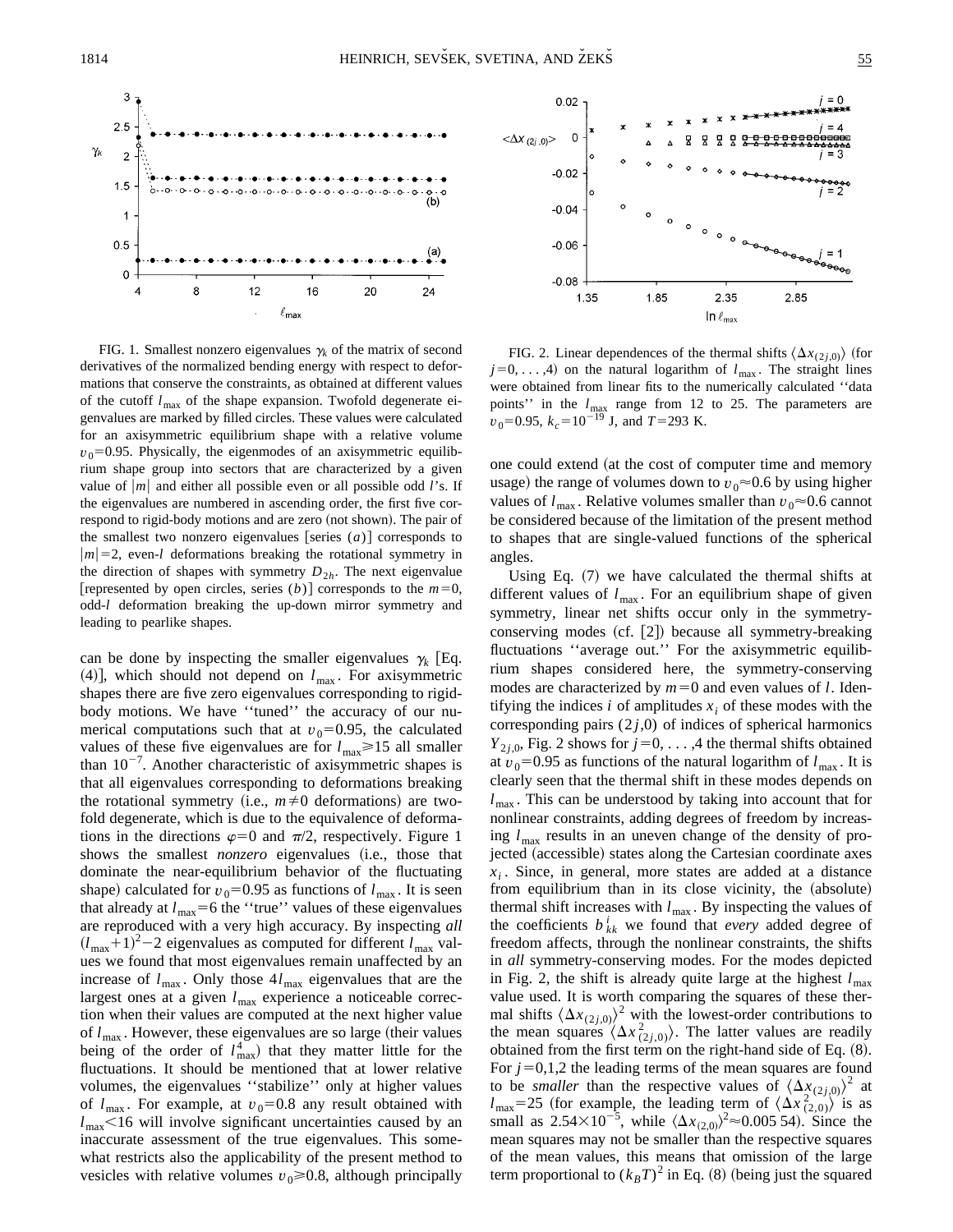FIG. 1. Smallest nonzero eigenvalues $\gamma_k$ of the matrix of second derivatives of the normalized bending energy with respect to deformations that conserve the constraints, as obtained at different values of the cutoff $l_{max}$ of the shape expansion. Twofold degenerate eigenvalues are marked by filled circles. These values were calculated for an axisymmetric equilibrium shape with a relative volume $v_0=0.95$. Physically, the eigenmodes of an axisymmetric equilibrium shape group into sectors that are characterized by a given value of $|m|$ and either all possible even or all possible odd $l$'s. If the eigenvalues are numbered in ascending order, the first five correspond to rigid-body motions and are zero (not shown). The pair of the smallest two nonzero eigenvalues [series $(a)$] corresponds to $|m|=2$, even-$l$ deformations breaking the rotational symmetry in the direction of shapes with symmetry $D_{2h}$. The next eigenvalue [represented by open circles, series $(b)$] corresponds to the $m=0$, odd-$l$ deformation breaking the up-down mirror symmetry and leading to pearlike shapes.

FIG. 2. Linear dependences of the thermal shifts $\langle \Delta x_{(2j,0)} \rangle$ (for $j=0,\ldots,4$) on the natural logarithm of $l_{max}$. The straight lines were obtained from linear fits to the numerically calculated "data points" in the $l_{max}$ range from 12 to 25. The parameters are $v_0=0.95$, $k_c=10^{-19}$ J, and $T=293$ K.

can be done by inspecting the smaller eigenvalues $\gamma_k$ [Eq. (4)], which should not depend on $l_{max}$. For axisymmetric shapes there are five zero eigenvalues corresponding to rigid-body motions. We have "tuned" the accuracy of our numerical computations such that at $v_0=0.95$, the calculated values of these five eigenvalues are for $l_{max} \geq 15$ all smaller than $10^{-7}$. Another characteristic of axisymmetric shapes is that all eigenvalues corresponding to deformations breaking the rotational symmetry (i.e., $m \neq 0$ deformations) are twofold degenerate, which is due to the equivalence of deformations in the directions $\varphi=0$ and $\pi/2$, respectively. Figure 1 shows the smallest *nonzero* eigenvalues (i.e., those that dominate the near-equilibrium behavior of the fluctuating shape) calculated for $v_0=0.95$ as functions of $l_{max}$. It is seen that already at $l_{max}=6$ the "true" values of these eigenvalues are reproduced with a very high accuracy. By inspecting *all* $(l_{max}+1)^2-2$ eigenvalues as computed for different $l_{max}$ values we found that most eigenvalues remain unaffected by an increase of $l_{max}$. Only those $4l_{max}$ eigenvalues that are the largest ones at a given $l_{max}$ experience a noticeable correction when their values are computed at the next higher value of $l_{max}$. However, these eigenvalues are so large (their values being of the order of $l_{max}^4$) that they matter little for the fluctuations. It should be mentioned that at lower relative volumes, the eigenvalues "stabilize" only at higher values of $l_{max}$. For example, at $v_0=0.8$ any result obtained with $l_{max}<16$ will involve significant uncertainties caused by an inaccurate assessment of the true eigenvalues. This somewhat restricts also the applicability of the present method to vesicles with relative volumes $v_0 \geq 0.8$, although principally one could extend (at the cost of computer time and memory usage) the range of volumes down to $v_0 \approx 0.6$ by using higher values of $l_{max}$. Relative volumes smaller than $v_0 \approx 0.6$ cannot be considered because of the limitation of the present method to shapes that are single-valued functions of the spherical angles.

Using Eq. (7) we have calculated the thermal shifts at different values of $l_{max}$. For an equilibrium shape of given symmetry, linear net shifts occur only in the symmetry-conserving modes (cf. [2]) because all symmetry-breaking fluctuations "average out." For the axisymmetric equilibrium shapes considered here, the symmetry-conserving modes are characterized by $m=0$ and even values of $l$. Identifying the indices $i$ of amplitudes $x_i$ of these modes with the corresponding pairs $(2j,0)$ of indices of spherical harmonics $Y_{2j,0}$, Fig. 2 shows for $j=0,\ldots,4$ the thermal shifts obtained at $v_0=0.95$ as functions of the natural logarithm of $l_{max}$. It is clearly seen that the thermal shift in these modes depends on $l_{max}$. This can be understood by taking into account that for nonlinear constraints, adding degrees of freedom by increasing $l_{max}$ results in an uneven change of the density of projected (accessible) states along the Cartesian coordinate axes $x_i$. Since, in general, more states are added at a distance from equilibrium than in its close vicinity, the (absolute) thermal shift increases with $l_{max}$. By inspecting the values of the coefficients $b_{kk}^i$ we found that *every* added degree of freedom affects, through the nonlinear constraints, the shifts in *all* symmetry-conserving modes. For the modes depicted in Fig. 2, the shift is already quite large at the highest $l_{max}$ value used. It is worth comparing the squares of these thermal shifts $\langle \Delta x_{(2j,0)} \rangle^2$ with the lowest-order contributions to the mean squares $\langle \Delta x_{(2j,0)}^2 \rangle$. The latter values are readily obtained from the first term on the right-hand side of Eq. (8). For $j=0,1,2$ the leading terms of the mean squares are found to be *smaller* than the respective values of $\langle \Delta x_{(2j,0)} \rangle^2$ at $l_{max}=25$ (for example, the leading term of $\langle \Delta x_{(2,0)}^2 \rangle$ is as small as $2.54 \times 10^{-5}$, while $\langle \Delta x_{(2,0)} \rangle^2 \approx 0.005\,54$). Since the mean squares may not be smaller than the respective squares of the mean values, this means that omission of the large term proportional to $(k_BT)^2$ in Eq. (8) (being just the squared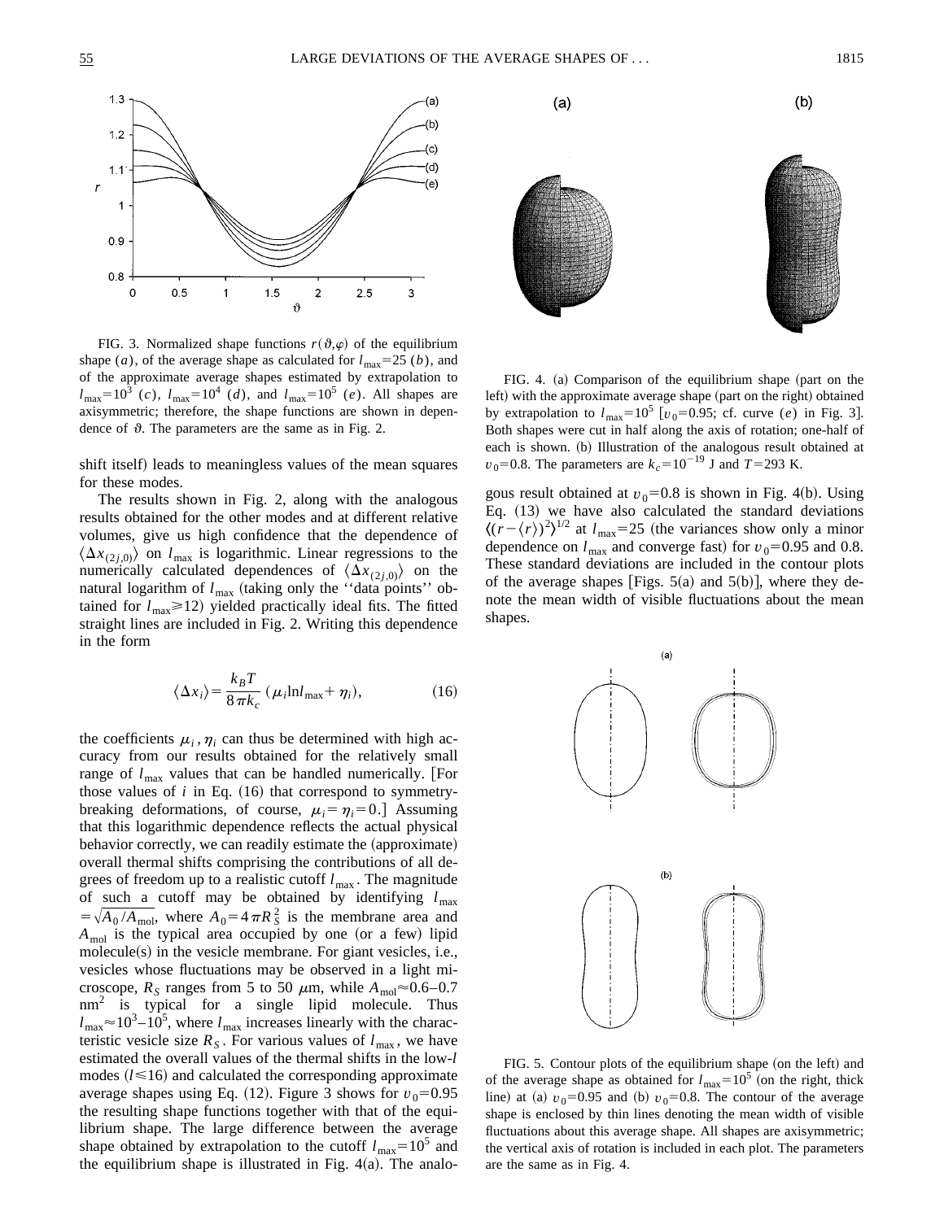FIG. 3. Normalized shape functions $r(\vartheta,\varphi)$ of the equilibrium shape $(a)$, of the average shape as calculated for $l_{\max}=25$ $(b)$, and of the approximate average shapes estimated by extrapolation to $l_{\max}=10^3$ $(c)$, $l_{\max}=10^4$ $(d)$, and $l_{\max}=10^5$ $(e)$. All shapes are axisymmetric; therefore, the shape functions are shown in dependence of $\vartheta$. The parameters are the same as in Fig. 2.

shift itself) leads to meaningless values of the mean squares for these modes.

The results shown in Fig. 2, along with the analogous results obtained for the other modes and at different relative volumes, give us high confidence that the dependence of $\langle \Delta x_{(2j,0)} \rangle$ on $l_{\max}$ is logarithmic. Linear regressions to the numerically calculated dependences of $\langle \Delta x_{(2j,0)} \rangle$ on the natural logarithm of $l_{\max}$ (taking only the "data points" obtained for $l_{\max} \geq 12$) yielded practically ideal fits. The fitted straight lines are included in Fig. 2. Writing this dependence in the form

$$\langle \Delta x_i \rangle = \frac{k_B T}{8\pi k_c} (\mu_i \ln l_{\max} + \eta_i), \tag{16}$$

the coefficients $\mu_i, \eta_i$ can thus be determined with high accuracy from our results obtained for the relatively small range of $l_{\max}$ values that can be handled numerically. [For those values of $i$ in Eq. (16) that correspond to symmetry-breaking deformations, of course, $\mu_i = \eta_i = 0$.] Assuming that this logarithmic dependence reflects the actual physical behavior correctly, we can readily estimate the (approximate) overall thermal shifts comprising the contributions of all degrees of freedom up to a realistic cutoff $l_{\max}$. The magnitude of such a cutoff may be obtained by identifying $l_{\max} = \sqrt{A_0 / A_{\text{mol}}}$, where $A_0 = 4\pi R_S^2$ is the membrane area and $A_{\text{mol}}$ is the typical area occupied by one (or a few) lipid molecule(s) in the vesicle membrane. For giant vesicles, i.e., vesicles whose fluctuations may be observed in a light microscope, $R_S$ ranges from 5 to 50 $\mu$m, while $A_{\text{mol}} \approx 0.6$–$0.7$ nm$^2$ is typical for a single lipid molecule. Thus $l_{\max} \approx 10^3$–$10^5$, where $l_{\max}$ increases linearly with the characteristic vesicle size $R_S$. For various values of $l_{\max}$, we have estimated the overall values of the thermal shifts in the low-$l$ modes ($l \leq 16$) and calculated the corresponding approximate average shapes using Eq. (12). Figure 3 shows for $v_0 = 0.95$ the resulting shape functions together with that of the equilibrium shape. The large difference between the average shape obtained by extrapolation to the cutoff $l_{\max} = 10^5$ and the equilibrium shape is illustrated in Fig. 4(a). The analogous result obtained at $v_0 = 0.8$ is shown in Fig. 4(b). Using Eq. (13) we have also calculated the standard deviations $\langle (r - \langle r \rangle)^2 \rangle^{1/2}$ at $l_{\max} = 25$ (the variances show only a minor dependence on $l_{\max}$ and converge fast) for $v_0 = 0.95$ and 0.8. These standard deviations are included in the contour plots of the average shapes [Figs. 5(a) and 5(b)], where they denote the mean width of visible fluctuations about the mean shapes.

FIG. 4. (a) Comparison of the equilibrium shape (part on the left) with the approximate average shape (part on the right) obtained by extrapolation to $l_{\max} = 10^5$ [$v_0 = 0.95$; cf. curve $(e)$ in Fig. 3]. Both shapes were cut in half along the axis of rotation; one-half of each is shown. (b) Illustration of the analogous result obtained at $v_0 = 0.8$. The parameters are $k_c = 10^{-19}$ J and $T = 293$ K.

FIG. 5. Contour plots of the equilibrium shape (on the left) and of the average shape as obtained for $l_{\max} = 10^5$ (on the right, thick line) at (a) $v_0 = 0.95$ and (b) $v_0 = 0.8$. The contour of the average shape is enclosed by thin lines denoting the mean width of visible fluctuations about this average shape. All shapes are axisymmetric; the vertical axis of rotation is included in each plot. The parameters are the same as in Fig. 4.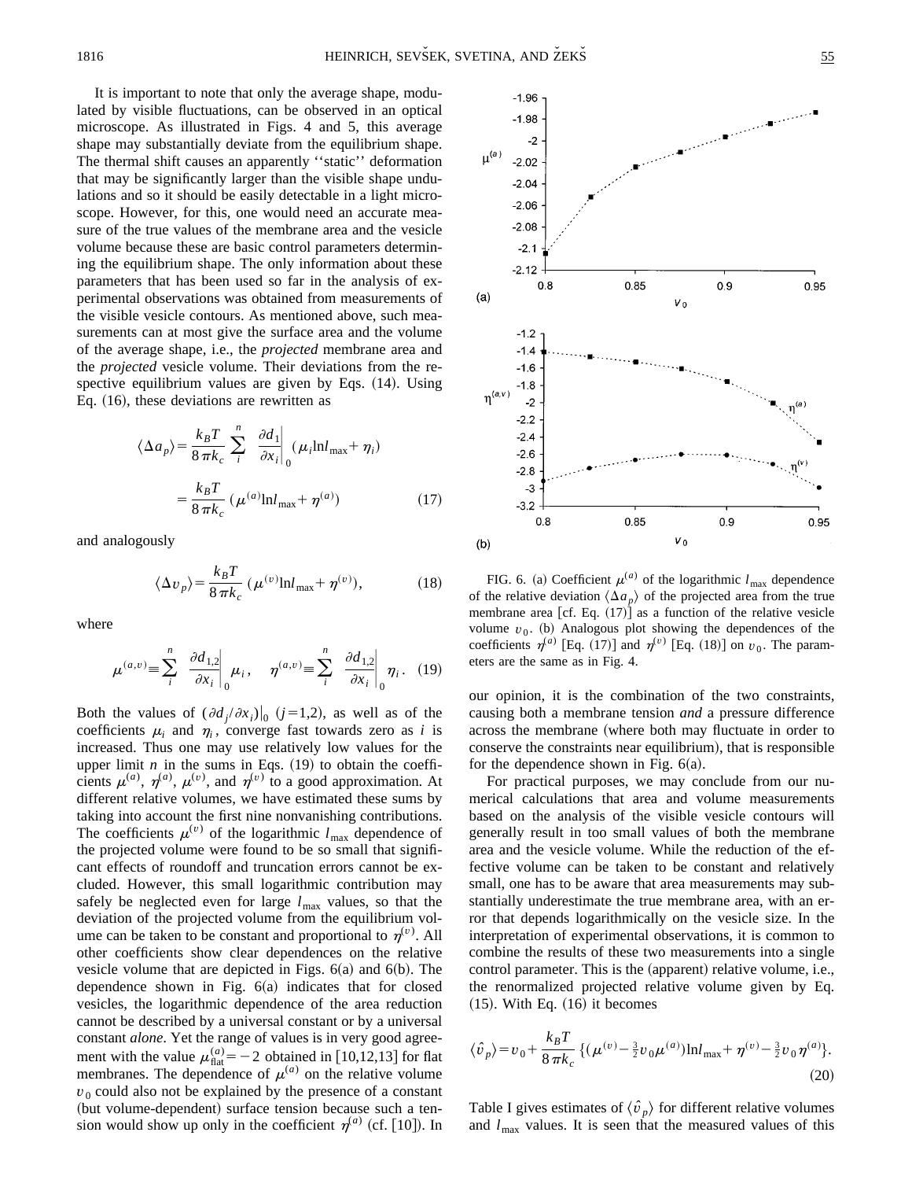It is important to note that only the average shape, modulated by visible fluctuations, can be observed in an optical microscope. As illustrated in Figs. 4 and 5, this average shape may substantially deviate from the equilibrium shape. The thermal shift causes an apparently ''static'' deformation that may be significantly larger than the visible shape undulations and so it should be easily detectable in a light microscope. However, for this, one would need an accurate measure of the true values of the membrane area and the vesicle volume because these are basic control parameters determining the equilibrium shape. The only information about these parameters that has been used so far in the analysis of experimental observations was obtained from measurements of the visible vesicle contours. As mentioned above, such measurements can at most give the surface area and the volume of the average shape, i.e., the *projected* membrane area and the *projected* vesicle volume. Their deviations from the respective equilibrium values are given by Eqs. (14). Using Eq. (16), these deviations are rewritten as

$$\langle \Delta a_p \rangle = \frac{k_B T}{8\pi k_c} \sum_i^n \left. \frac{\partial d_1}{\partial x_i} \right|_0 (\mu_i \ln l_{\max} + \eta_i)$$

$$= \frac{k_B T}{8\pi k_c} (\mu^{(a)} \ln l_{\max} + \eta^{(a)}) \tag{17}$$

and analogously

$$\langle \Delta v_p \rangle = \frac{k_B T}{8\pi k_c} (\mu^{(v)} \ln l_{\max} + \eta^{(v)}), \tag{18}$$

where

$$\mu^{(a,v)} \equiv \sum_i^n \left. \frac{\partial d_{1,2}}{\partial x_i} \right|_0 \mu_i, \quad \eta^{(a,v)} \equiv \sum_i^n \left. \frac{\partial d_{1,2}}{\partial x_i} \right|_0 \eta_i. \tag{19}$$

Both the values of $(\partial d_j/\partial x_i)|_0$ $(j=1,2)$, as well as of the coefficients $\mu_i$ and $\eta_i$, converge fast towards zero as $i$ is increased. Thus one may use relatively low values for the upper limit $n$ in the sums in Eqs. (19) to obtain the coefficients $\mu^{(a)}$, $\eta^{(a)}$, $\mu^{(v)}$, and $\eta^{(v)}$ to a good approximation. At different relative volumes, we have estimated these sums by taking into account the first nine nonvanishing contributions. The coefficients $\mu^{(v)}$ of the logarithmic $l_{\max}$ dependence of the projected volume were found to be so small that significant effects of roundoff and truncation errors cannot be excluded. However, this small logarithmic contribution may safely be neglected even for large $l_{\max}$ values, so that the deviation of the projected volume from the equilibrium volume can be taken to be constant and proportional to $\eta^{(v)}$. All other coefficients show clear dependences on the relative vesicle volume that are depicted in Figs. 6(a) and 6(b). The dependence shown in Fig. 6(a) indicates that for closed vesicles, the logarithmic dependence of the area reduction cannot be described by a universal constant or by a universal constant *alone*. Yet the range of values is in very good agreement with the value $\mu^{(a)}_{\text{flat}} = -2$ obtained in [10,12,13] for flat membranes. The dependence of $\mu^{(a)}$ on the relative volume $v_0$ could also not be explained by the presence of a constant (but volume-dependent) surface tension because such a tension would show up only in the coefficient $\eta^{(a)}$ (cf. [10]). In our opinion, it is the combination of the two constraints, causing both a membrane tension *and* a pressure difference across the membrane (where both may fluctuate in order to conserve the constraints near equilibrium), that is responsible for the dependence shown in Fig. 6(a).

FIG. 6. (a) Coefficient $\mu^{(a)}$ of the logarithmic $l_{\max}$ dependence of the relative deviation $\langle \Delta a_p \rangle$ of the projected area from the true membrane area [cf. Eq. (17)] as a function of the relative vesicle volume $v_0$. (b) Analogous plot showing the dependences of the coefficients $\eta^{(a)}$ [Eq. (17)] and $\eta^{(v)}$ [Eq. (18)] on $v_0$. The parameters are the same as in Fig. 4.

For practical purposes, we may conclude from our numerical calculations that area and volume measurements based on the analysis of the visible vesicle contours will generally result in too small values of both the membrane area and the vesicle volume. While the reduction of the effective volume can be taken to be constant and relatively small, one has to be aware that area measurements may substantially underestimate the true membrane area, with an error that depends logarithmically on the vesicle size. In the interpretation of experimental observations, it is common to combine the results of these two measurements into a single control parameter. This is the (apparent) relative volume, i.e., the renormalized projected relative volume given by Eq. (15). With Eq. (16) it becomes

$$\langle \hat{v}_p \rangle = v_0 + \frac{k_B T}{8\pi k_c} \{ (\mu^{(v)} - \tfrac{3}{2} v_0 \mu^{(a)}) \ln l_{\max} + \eta^{(v)} - \tfrac{3}{2} v_0 \eta^{(a)} \}. \tag{20}$$

Table I gives estimates of $\langle \hat{v}_p \rangle$ for different relative volumes and $l_{\max}$ values. It is seen that the measured values of this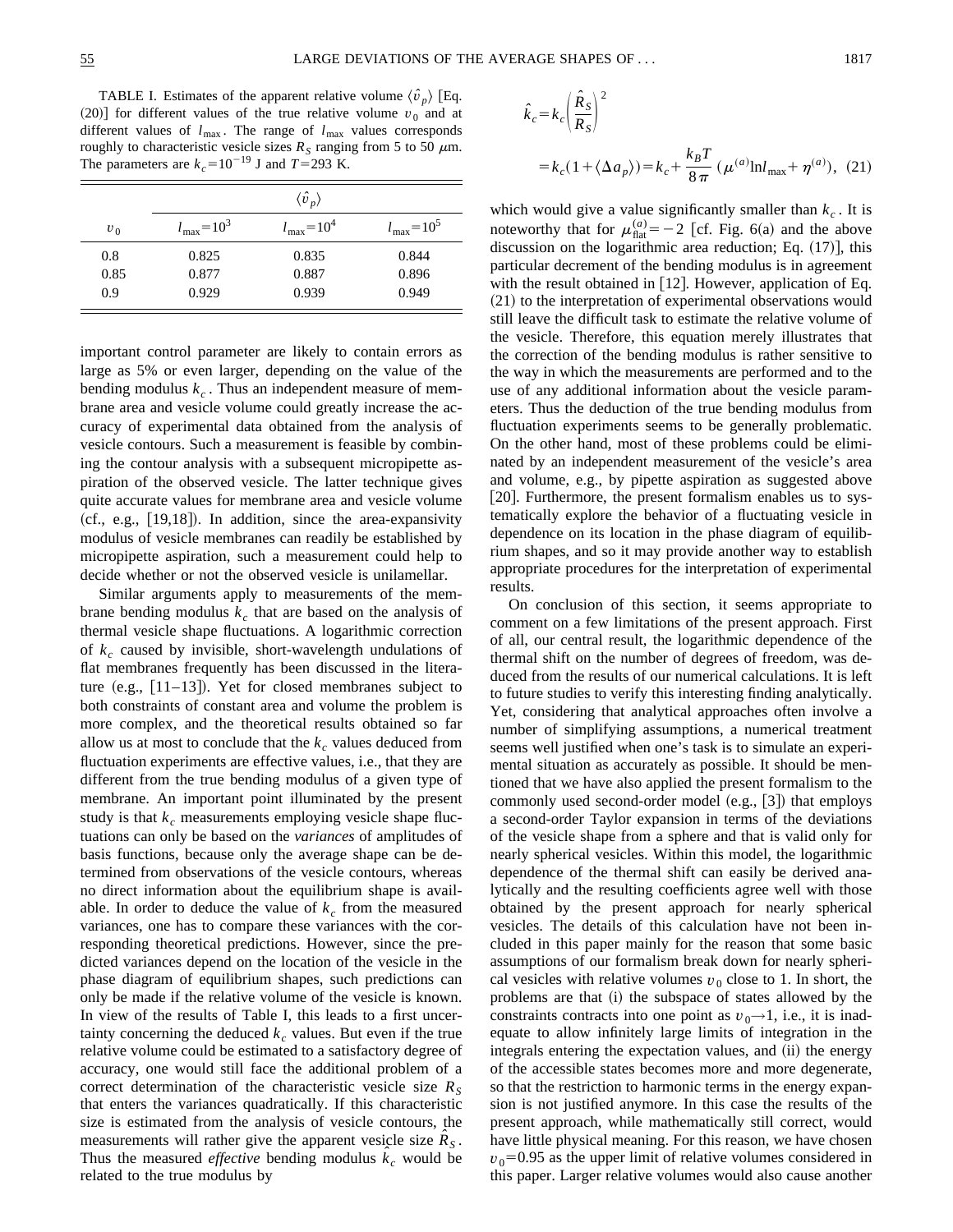TABLE I. Estimates of the apparent relative volume $\langle \hat{v}_p \rangle$ [Eq. (20)] for different values of the true relative volume $v_0$ and at different values of $l_{\max}$. The range of $l_{\max}$ values corresponds roughly to characteristic vesicle sizes $R_S$ ranging from 5 to 50 $\mu$m. The parameters are $k_c = 10^{-19}$ J and $T = 293$ K.

| $v_0$ | $\langle \hat{v}_p \rangle$ | | |
|---|---|---|---|
| | $l_{\max}=10^3$ | $l_{\max}=10^4$ | $l_{\max}=10^5$ |
| 0.8 | 0.825 | 0.835 | 0.844 |
| 0.85 | 0.877 | 0.887 | 0.896 |
| 0.9 | 0.929 | 0.939 | 0.949 |

important control parameter are likely to contain errors as large as 5% or even larger, depending on the value of the bending modulus $k_c$. Thus an independent measure of membrane area and vesicle volume could greatly increase the accuracy of experimental data obtained from the analysis of vesicle contours. Such a measurement is feasible by combining the contour analysis with a subsequent micropipette aspiration of the observed vesicle. The latter technique gives quite accurate values for membrane area and vesicle volume (cf., e.g., [19,18]). In addition, since the area-expansivity modulus of vesicle membranes can readily be established by micropipette aspiration, such a measurement could help to decide whether or not the observed vesicle is unilamellar.

Similar arguments apply to measurements of the membrane bending modulus $k_c$ that are based on the analysis of thermal vesicle shape fluctuations. A logarithmic correction of $k_c$ caused by invisible, short-wavelength undulations of flat membranes frequently has been discussed in the literature (e.g., [11–13]). Yet for closed membranes subject to both constraints of constant area and volume the problem is more complex, and the theoretical results obtained so far allow us at most to conclude that the $k_c$ values deduced from fluctuation experiments are effective values, i.e., that they are different from the true bending modulus of a given type of membrane. An important point illuminated by the present study is that $k_c$ measurements employing vesicle shape fluctuations can only be based on the *variances* of amplitudes of basis functions, because only the average shape can be determined from observations of the vesicle contours, whereas no direct information about the equilibrium shape is available. In order to deduce the value of $k_c$ from the measured variances, one has to compare these variances with the corresponding theoretical predictions. However, since the predicted variances depend on the location of the vesicle in the phase diagram of equilibrium shapes, such predictions can only be made if the relative volume of the vesicle is known. In view of the results of Table I, this leads to a first uncertainty concerning the deduced $k_c$ values. But even if the true relative volume could be estimated to a satisfactory degree of accuracy, one would still face the additional problem of a correct determination of the characteristic vesicle size $R_S$ that enters the variances quadratically. If this characteristic size is estimated from the analysis of vesicle contours, the measurements will rather give the apparent vesicle size $\hat{R}_S$. Thus the measured *effective* bending modulus $\hat{k}_c$ would be related to the true modulus by

$$\hat{k}_c = k_c \left( \frac{\hat{R}_S}{R_S} \right)^2$$

$$= k_c (1 + \langle \Delta a_p \rangle) = k_c + \frac{k_B T}{8\pi} \left( \mu^{(a)} \ln l_{\max} + \eta^{(a)} \right), \quad (21)$$

which would give a value significantly smaller than $k_c$. It is noteworthy that for $\mu^{(a)}_{\text{flat}} = -2$ [cf. Fig. 6(a) and the above discussion on the logarithmic area reduction; Eq. (17)], this particular decrement of the bending modulus is in agreement with the result obtained in [12]. However, application of Eq. (21) to the interpretation of experimental observations would still leave the difficult task to estimate the relative volume of the vesicle. Therefore, this equation merely illustrates that the correction of the bending modulus is rather sensitive to the way in which the measurements are performed and to the use of any additional information about the vesicle parameters. Thus the deduction of the true bending modulus from fluctuation experiments seems to be generally problematic. On the other hand, most of these problems could be eliminated by an independent measurement of the vesicle's area and volume, e.g., by pipette aspiration as suggested above [20]. Furthermore, the present formalism enables us to systematically explore the behavior of a fluctuating vesicle in dependence on its location in the phase diagram of equilibrium shapes, and so it may provide another way to establish appropriate procedures for the interpretation of experimental results.

On conclusion of this section, it seems appropriate to comment on a few limitations of the present approach. First of all, our central result, the logarithmic dependence of the thermal shift on the number of degrees of freedom, was deduced from the results of our numerical calculations. It is left to future studies to verify this interesting finding analytically. Yet, considering that analytical approaches often involve a number of simplifying assumptions, a numerical treatment seems well justified when one's task is to simulate an experimental situation as accurately as possible. It should be mentioned that we have also applied the present formalism to the commonly used second-order model (e.g., [3]) that employs a second-order Taylor expansion in terms of the deviations of the vesicle shape from a sphere and that is valid only for nearly spherical vesicles. Within this model, the logarithmic dependence of the thermal shift can easily be derived analytically and the resulting coefficients agree well with those obtained by the present approach for nearly spherical vesicles. The details of this calculation have not been included in this paper mainly for the reason that some basic assumptions of our formalism break down for nearly spherical vesicles with relative volumes $v_0$ close to 1. In short, the problems are that (i) the subspace of states allowed by the constraints contracts into one point as $v_0 \to 1$, i.e., it is inadequate to allow infinitely large limits of integration in the integrals entering the expectation values, and (ii) the energy of the accessible states becomes more and more degenerate, so that the restriction to harmonic terms in the energy expansion is not justified anymore. In this case the results of the present approach, while mathematically still correct, would have little physical meaning. For this reason, we have chosen $v_0 = 0.95$ as the upper limit of relative volumes considered in this paper. Larger relative volumes would also cause another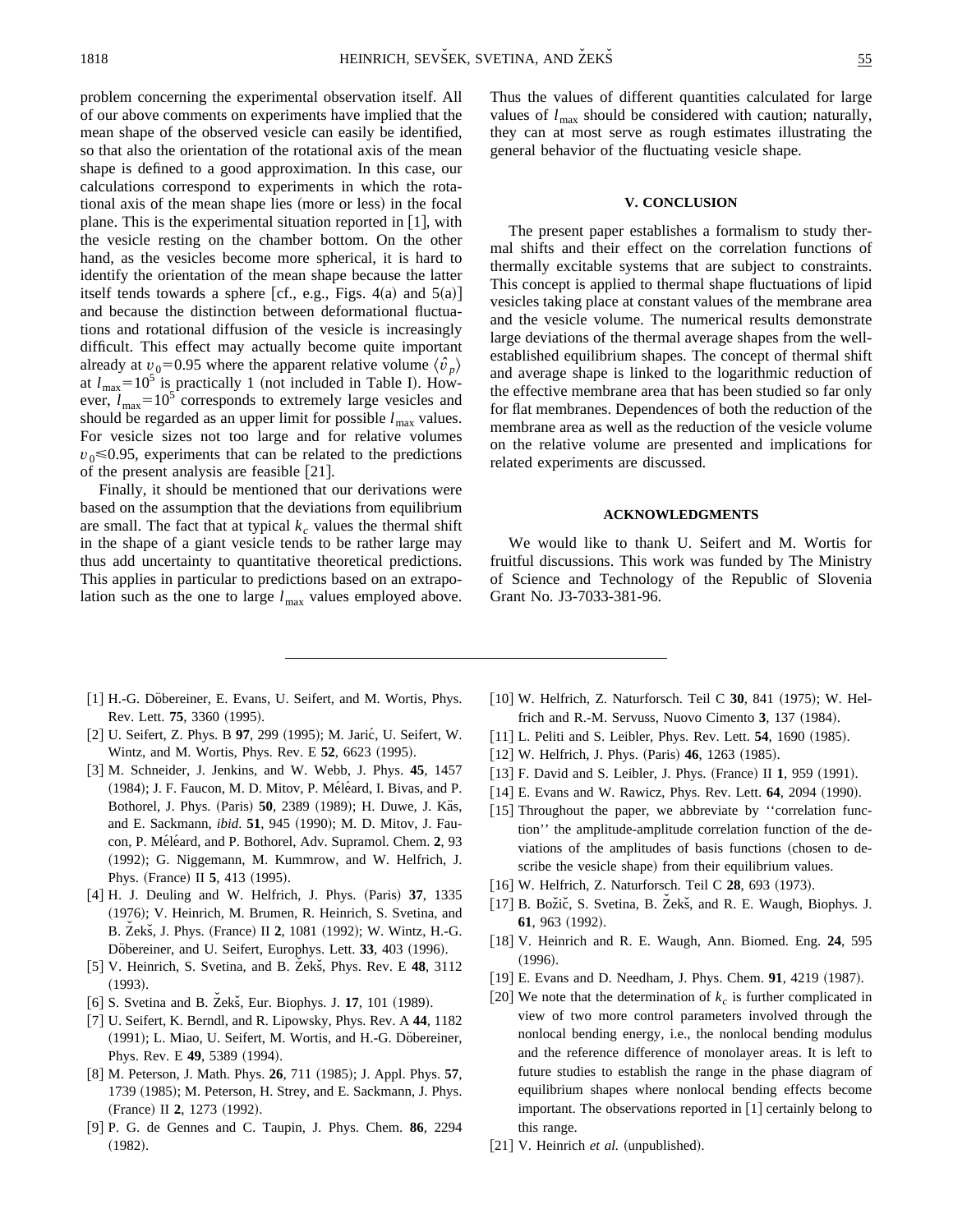problem concerning the experimental observation itself. All of our above comments on experiments have implied that the mean shape of the observed vesicle can easily be identified, so that also the orientation of the rotational axis of the mean shape is defined to a good approximation. In this case, our calculations correspond to experiments in which the rotational axis of the mean shape lies (more or less) in the focal plane. This is the experimental situation reported in [1], with the vesicle resting on the chamber bottom. On the other hand, as the vesicles become more spherical, it is hard to identify the orientation of the mean shape because the latter itself tends towards a sphere [cf., e.g., Figs. 4(a) and 5(a)] and because the distinction between deformational fluctuations and rotational diffusion of the vesicle is increasingly difficult. This effect may actually become quite important already at $v_0=0.95$ where the apparent relative volume $\langle \hat{v}_p \rangle$ at $l_{\max}=10^5$ is practically 1 (not included in Table I). However, $l_{\max}=10^5$ corresponds to extremely large vesicles and should be regarded as an upper limit for possible $l_{\max}$ values. For vesicle sizes not too large and for relative volumes $v_0 \leqslant 0.95$, experiments that can be related to the predictions of the present analysis are feasible [21].

Finally, it should be mentioned that our derivations were based on the assumption that the deviations from equilibrium are small. The fact that at typical $k_c$ values the thermal shift in the shape of a giant vesicle tends to be rather large may thus add uncertainty to quantitative theoretical predictions. This applies in particular to predictions based on an extrapolation such as the one to large $l_{\max}$ values employed above. Thus the values of different quantities calculated for large values of $l_{\max}$ should be considered with caution; naturally, they can at most serve as rough estimates illustrating the general behavior of the fluctuating vesicle shape.

## V. CONCLUSION

The present paper establishes a formalism to study thermal shifts and their effect on the correlation functions of thermally excitable systems that are subject to constraints. This concept is applied to thermal shape fluctuations of lipid vesicles taking place at constant values of the membrane area and the vesicle volume. The numerical results demonstrate large deviations of the thermal average shapes from the well-established equilibrium shapes. The concept of thermal shift and average shape is linked to the logarithmic reduction of the effective membrane area that has been studied so far only for flat membranes. Dependences of both the reduction of the membrane area as well as the reduction of the vesicle volume on the relative volume are presented and implications for related experiments are discussed.

## ACKNOWLEDGMENTS

We would like to thank U. Seifert and M. Wortis for fruitful discussions. This work was funded by The Ministry of Science and Technology of the Republic of Slovenia Grant No. J3-7033-381-96.

---

[1] H.-G. Döbereiner, E. Evans, U. Seifert, and M. Wortis, Phys. Rev. Lett. **75**, 3360 (1995).

[2] U. Seifert, Z. Phys. B **97**, 299 (1995); M. Jarić, U. Seifert, W. Wintz, and M. Wortis, Phys. Rev. E **52**, 6623 (1995).

[3] M. Schneider, J. Jenkins, and W. Webb, J. Phys. **45**, 1457 (1984); J. F. Faucon, M. D. Mitov, P. Méléard, I. Bivas, and P. Bothorel, J. Phys. (Paris) **50**, 2389 (1989); H. Duwe, J. Käs, and E. Sackmann, *ibid.* **51**, 945 (1990); M. D. Mitov, J. Faucon, P. Méléard, and P. Bothorel, Adv. Supramol. Chem. **2**, 93 (1992); G. Niggemann, M. Kummrow, and W. Helfrich, J. Phys. (France) II **5**, 413 (1995).

[4] H. J. Deuling and W. Helfrich, J. Phys. (Paris) **37**, 1335 (1976); V. Heinrich, M. Brumen, R. Heinrich, S. Svetina, and B. Žekš, J. Phys. (France) II **2**, 1081 (1992); W. Wintz, H.-G. Döbereiner, and U. Seifert, Europhys. Lett. **33**, 403 (1996).

[5] V. Heinrich, S. Svetina, and B. Žekš, Phys. Rev. E **48**, 3112 (1993).

[6] S. Svetina and B. Žekš, Eur. Biophys. J. **17**, 101 (1989).

[7] U. Seifert, K. Berndl, and R. Lipowsky, Phys. Rev. A **44**, 1182 (1991); L. Miao, U. Seifert, M. Wortis, and H.-G. Döbereiner, Phys. Rev. E **49**, 5389 (1994).

[8] M. Peterson, J. Math. Phys. **26**, 711 (1985); J. Appl. Phys. **57**, 1739 (1985); M. Peterson, H. Strey, and E. Sackmann, J. Phys. (France) II **2**, 1273 (1992).

[9] P. G. de Gennes and C. Taupin, J. Phys. Chem. **86**, 2294 (1982).

[10] W. Helfrich, Z. Naturforsch. Teil C **30**, 841 (1975); W. Helfrich and R.-M. Servuss, Nuovo Cimento **3**, 137 (1984).

[11] L. Peliti and S. Leibler, Phys. Rev. Lett. **54**, 1690 (1985).

[12] W. Helfrich, J. Phys. (Paris) **46**, 1263 (1985).

[13] F. David and S. Leibler, J. Phys. (France) II **1**, 959 (1991).

[14] E. Evans and W. Rawicz, Phys. Rev. Lett. **64**, 2094 (1990).

[15] Throughout the paper, we abbreviate by ''correlation function'' the amplitude-amplitude correlation function of the deviations of the amplitudes of basis functions (chosen to describe the vesicle shape) from their equilibrium values.

[16] W. Helfrich, Z. Naturforsch. Teil C **28**, 693 (1973).

[17] B. Božič, S. Svetina, B. Žekš, and R. E. Waugh, Biophys. J. **61**, 963 (1992).

[18] V. Heinrich and R. E. Waugh, Ann. Biomed. Eng. **24**, 595 (1996).

[19] E. Evans and D. Needham, J. Phys. Chem. **91**, 4219 (1987).

[20] We note that the determination of $k_c$ is further complicated in view of two more control parameters involved through the nonlocal bending energy, i.e., the nonlocal bending modulus and the reference difference of monolayer areas. It is left to future studies to establish the range in the phase diagram of equilibrium shapes where nonlocal bending effects become important. The observations reported in [1] certainly belong to this range.

[21] V. Heinrich *et al.* (unpublished).